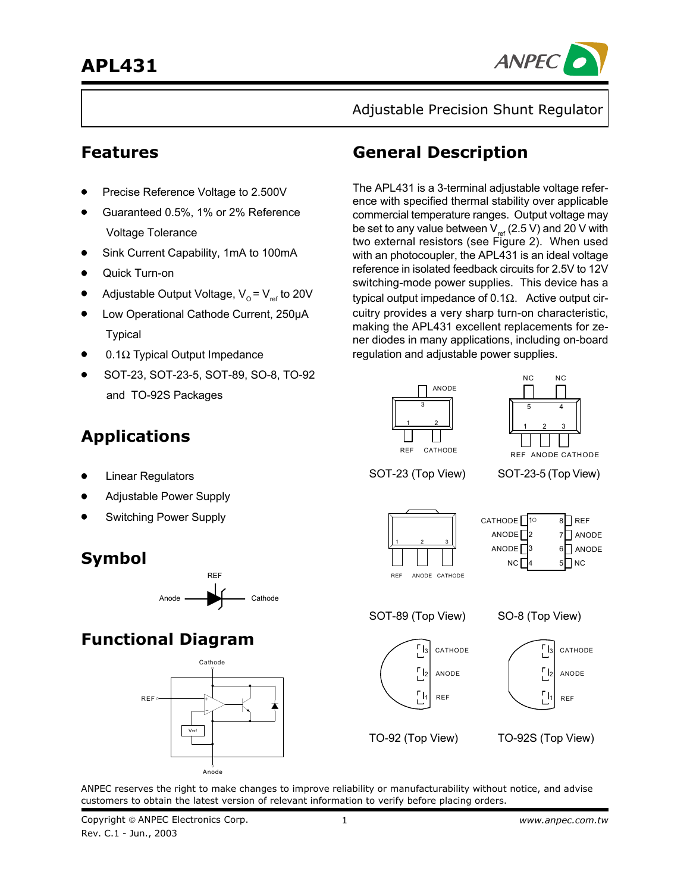# APL431

Adjustable Precision Shunt Regulator

## Features

- Precise Reference Voltage to 2.500V
- Guaranteed 0.5%, 1% or 2% Reference Voltage Tolerance
- Sink Current Capability, 1mA to 100mA
- Quick Turn-on
- Adjustable Output Voltage, $V_O = V_{ref}$ to 20V
- Low Operational Cathode Current, 250μA Typical
- 0.1Ω Typical Output Impedance
- SOT-23, SOT-23-5, SOT-89, SO-8, TO-92 and TO-92S Packages

## Applications

- Linear Regulators
- Adjustable Power Supply
- Switching Power Supply

## Symbol

REF

Anode — Cathode

## Functional Diagram

Cathode

REF

Vref

Anode

## General Description

The APL431 is a 3-terminal adjustable voltage reference with specified thermal stability over applicable commercial temperature ranges. Output voltage may be set to any value between $V_{ref}$ (2.5 V) and 20 V with two external resistors (see Figure 2). When used with an photocoupler, the APL431 is an ideal voltage reference in isolated feedback circuits for 2.5V to 12V switching-mode power supplies. This device has a typical output impedance of 0.1Ω. Active output circuitry provides a very sharp turn-on characteristic, making the APL431 excellent replacements for zener diodes in many applications, including on-board regulation and adjustable power supplies.

SOT-23 (Top View): 1 REF, 2 CATHODE, 3 ANODE

SOT-23-5 (Top View): 1 REF, 2 ANODE, 3 CATHODE, 4 NC, 5 NC

SOT-89 (Top View): 1 REF, 2 ANODE, 3 CATHODE

SO-8 (Top View): 1 CATHODE, 2 ANODE, 3 ANODE, 4 NC, 5 NC, 6 ANODE, 7 ANODE, 8 REF

TO-92 (Top View): 1 REF, 2 ANODE, 3 CATHODE

TO-92S (Top View): 1 REF, 2 ANODE, 3 CATHODE

ANPEC reserves the right to make changes to improve reliability or manufacturability without notice, and advise customers to obtain the latest version of relevant information to verify before placing orders.

Copyright © ANPEC Electronics Corp.
Rev. C.1 - Jun., 2003

www.anpec.com.tw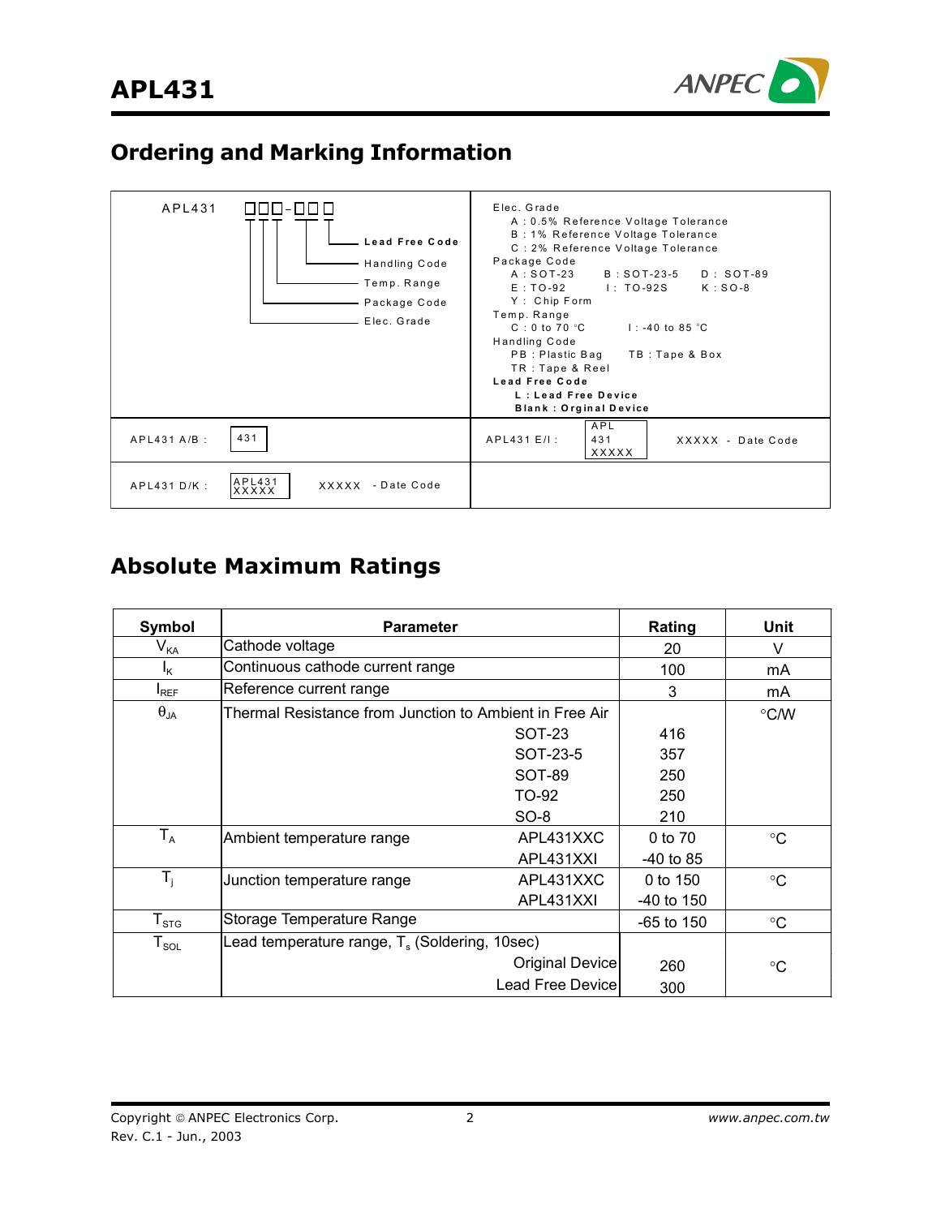## Ordering and Marking Information

| APL431 □□□-□□□ | |
|---|---|
| APL431 □□□-□□□<br>Lead Free Code<br>Handling Code<br>Temp. Range<br>Package Code<br>Elec. Grade | Elec. Grade<br>A : 0.5% Reference Voltage Tolerance<br>B : 1% Reference Voltage Tolerance<br>C : 2% Reference Voltage Tolerance<br>Package Code<br>A : SOT-23  B : SOT-23-5  D : SOT-89<br>E : TO-92  I : TO-92S  K : SO-8<br>Y : Chip Form<br>Temp. Range<br>C : 0 to 70 °C  I : -40 to 85 °C<br>Handling Code<br>PB : Plastic Bag  TB : Tape & Box<br>TR : Tape & Reel<br>**Lead Free Code**<br>**L : Lead Free Device**<br>**Blank : Orginal Device** |
| APL431 A/B : [431] | APL431 E/I : [APL 431 XXXXX]  XXXXX - Date Code |
| APL431 D/K : [APL431 XXXXX]  XXXXX - Date Code | |

## Absolute Maximum Ratings

| Symbol | Parameter | | Rating | Unit |
|---|---|---|---|---|
| $V_{KA}$ | Cathode voltage | | 20 | V |
| $I_K$ | Continuous cathode current range | | 100 | mA |
| $I_{REF}$ | Reference current range | | 3 | mA |
| $\theta_{JA}$ | Thermal Resistance from Junction to Ambient in Free Air | | | °C/W |
| | | SOT-23 | 416 | |
| | | SOT-23-5 | 357 | |
| | | SOT-89 | 250 | |
| | | TO-92 | 250 | |
| | | SO-8 | 210 | |
| $T_A$ | Ambient temperature range | APL431XXC | 0 to 70 | °C |
| | | APL431XXI | -40 to 85 | |
| $T_j$ | Junction temperature range | APL431XXC | 0 to 150 | °C |
| | | APL431XXI | -40 to 150 | |
| $T_{STG}$ | Storage Temperature Range | | -65 to 150 | °C |
| $T_{SOL}$ | Lead temperature range, $T_s$ (Soldering, 10sec) | | | °C |
| | | Original Device | 260 | |
| | | Lead Free Device | 300 | |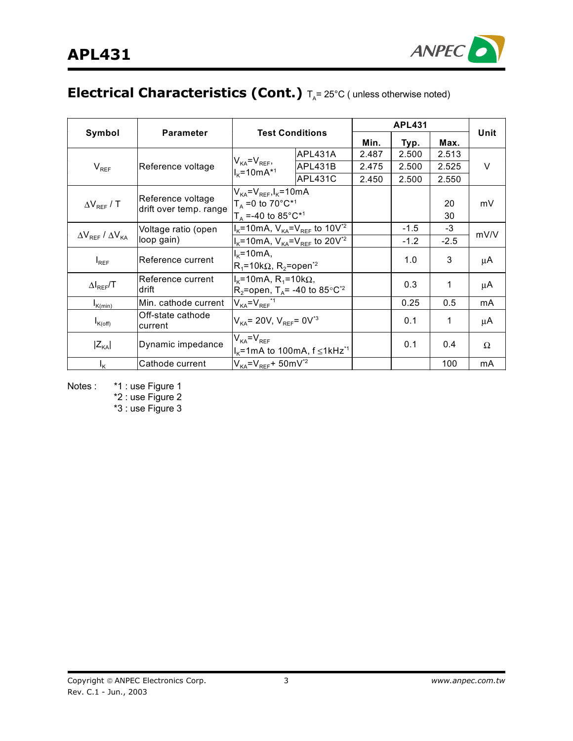## Electrical Characteristics (Cont.) $T_A$= 25°C ( unless otherwise noted)

| Symbol | Parameter | Test Conditions | | APL431 | | | Unit |
|---|---|---|---|---|---|---|---|
| | | | | Min. | Typ. | Max. | |
| $V_{REF}$ | Reference voltage | $V_{KA}=V_{REF}$, $I_K$=10mA*1 | APL431A | 2.487 | 2.500 | 2.513 | V |
| | | | APL431B | 2.475 | 2.500 | 2.525 | |
| | | | APL431C | 2.450 | 2.500 | 2.550 | |
| $\Delta V_{REF}$ / T | Reference voltage drift over temp. range | $V_{KA}=V_{REF}$, $I_K$=10mA, $T_A$ =0 to 70°C*1 | | | | 20 | mV |
| | | $T_A$ =-40 to 85°C*1 | | | | 30 | |
| $\Delta V_{REF}$ / $\Delta V_{KA}$ | Voltage ratio (open loop gain) | $I_K$=10mA, $V_{KA}=V_{REF}$ to 10V*2 | | | -1.5 | -3 | mV/V |
| | | $I_K$=10mA, $V_{KA}=V_{REF}$ to 20V*2 | | | -1.2 | -2.5 | |
| $I_{REF}$ | Reference current | $I_K$=10mA, $R_1$=10kΩ, $R_2$=open*2 | | | 1.0 | 3 | μA |
| $\Delta I_{REF}$/T | Reference current drift | $I_K$=10mA, $R_1$=10kΩ, $R_2$=open, $T_A$= -40 to 85°C*2 | | | 0.3 | 1 | μA |
| $I_{K(min)}$ | Min. cathode current | $V_{KA}=V_{REF}$ *1 | | | 0.25 | 0.5 | mA |
| $I_{K(off)}$ | Off-state cathode current | $V_{KA}$= 20V, $V_{REF}$= 0V*3 | | | 0.1 | 1 | μA |
| $\|Z_{KA}\|$ | Dynamic impedance | $V_{KA}=V_{REF}$, $I_K$=1mA to 100mA, f ≤1kHz*1 | | | 0.1 | 0.4 | Ω |
| $I_K$ | Cathode current | $V_{KA}=V_{REF}$+ 50mV*2 | | | | 100 | mA |

Notes :
*1 : use Figure 1
*2 : use Figure 2
*3 : use Figure 3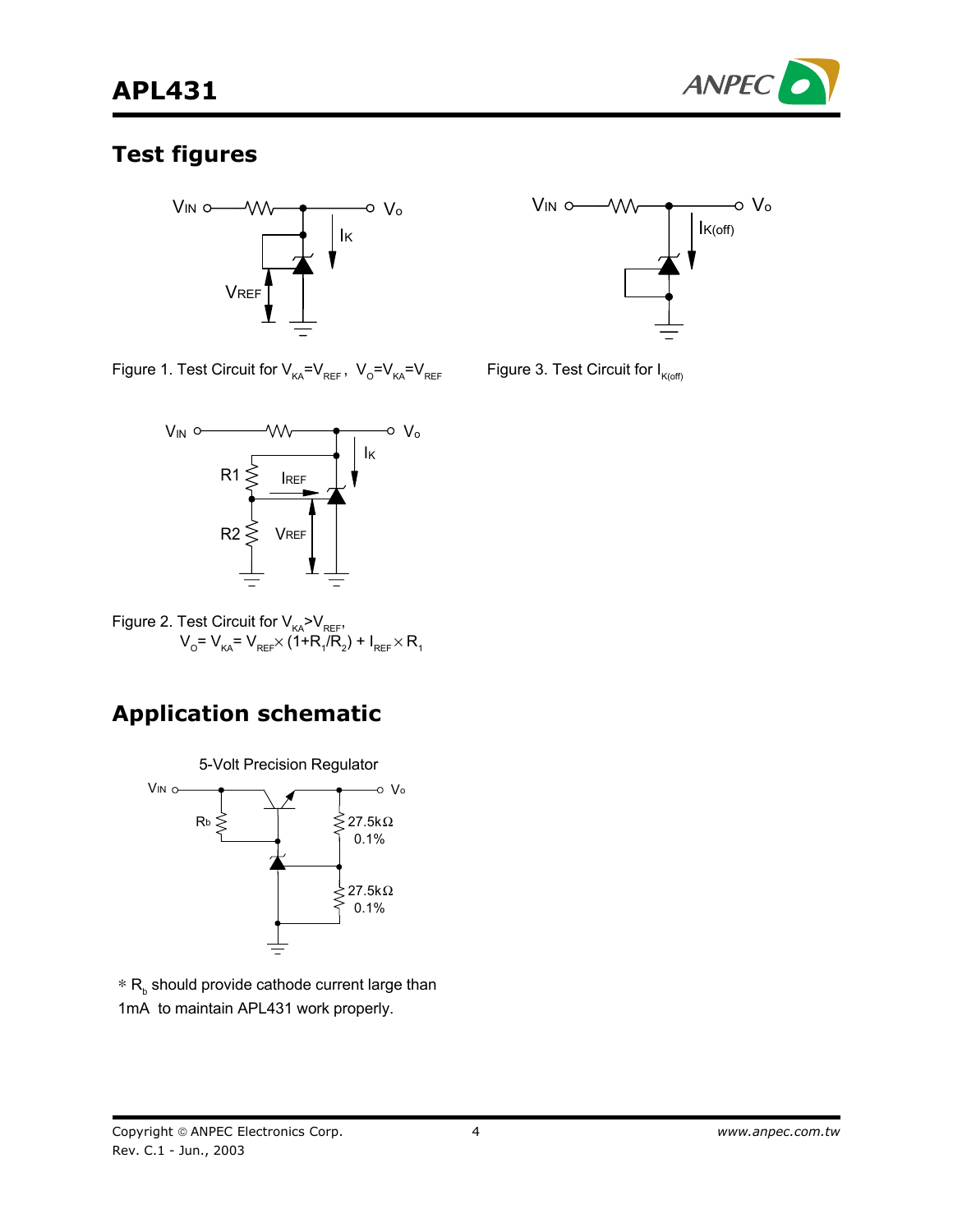## Test figures

Figure 1. Test Circuit for $V_{KA}=V_{REF}$ , $V_O=V_{KA}=V_{REF}$

Figure 3. Test Circuit for $I_{K(off)}$

Figure 2. Test Circuit for $V_{KA}>V_{REF}$,
$V_O= V_{KA}= V_{REF}\times(1+R_1/R_2) + I_{REF}\times R_1$

## Application schematic

5-Volt Precision Regulator

* $R_b$ should provide cathode current large than 1mA to maintain APL431 work properly.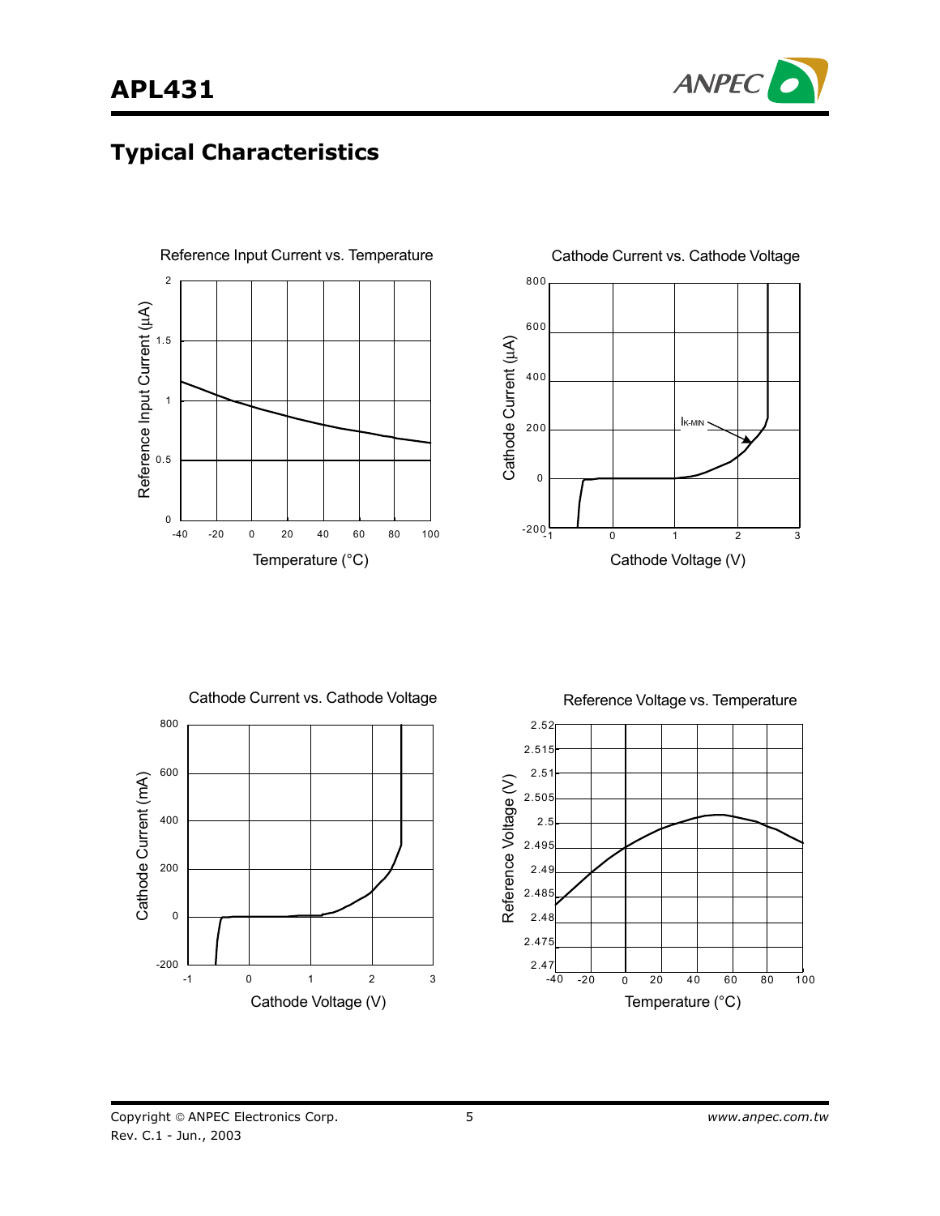## Typical Characteristics

Reference Input Current vs. Temperature

Cathode Current vs. Cathode Voltage

Cathode Current vs. Cathode Voltage

Reference Voltage vs. Temperature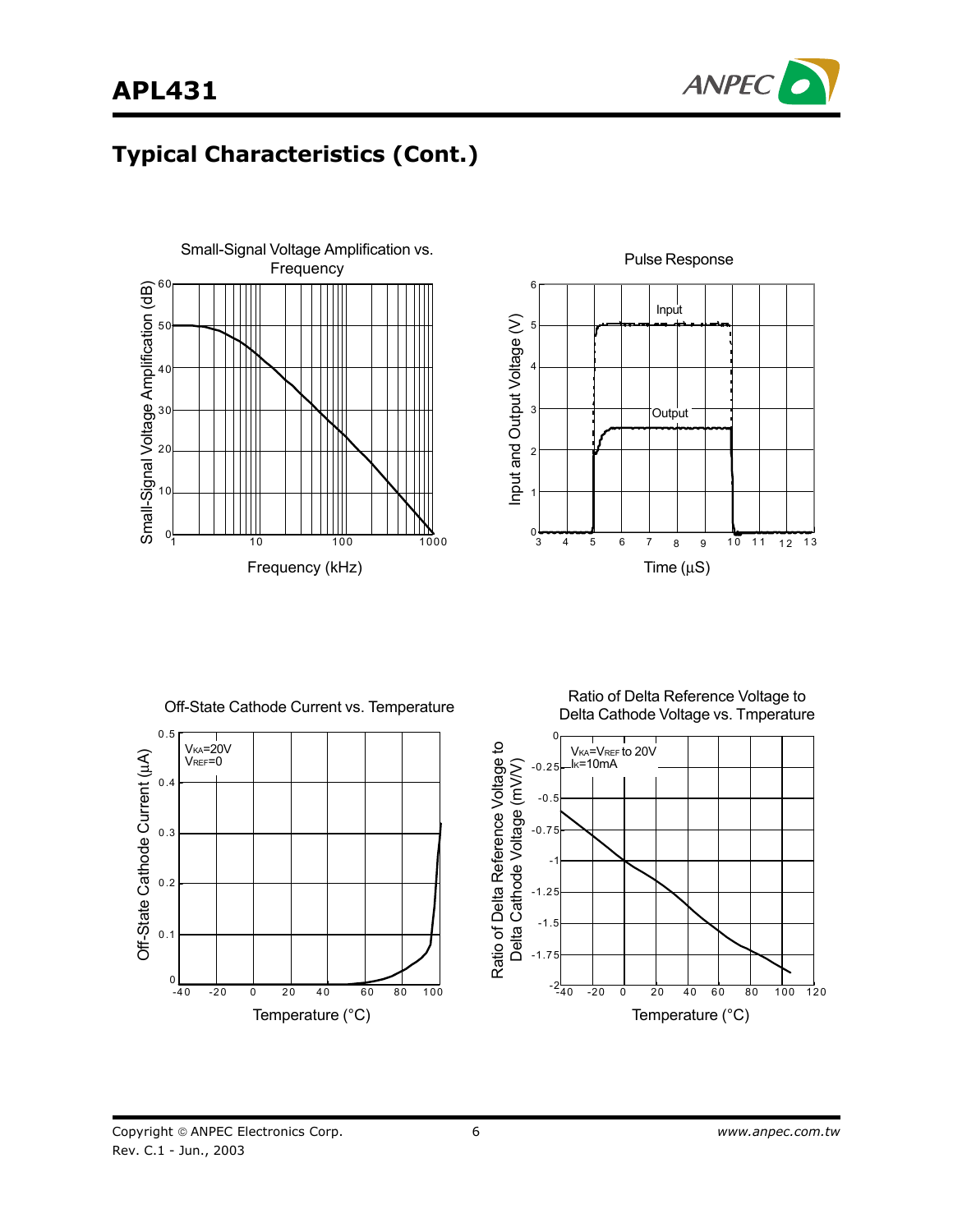## Typical Characteristics (Cont.)

Small-Signal Voltage Amplification vs. Frequency

Pulse Response

Off-State Cathode Current vs. Temperature

Ratio of Delta Reference Voltage to Delta Cathode Voltage vs. Tmperature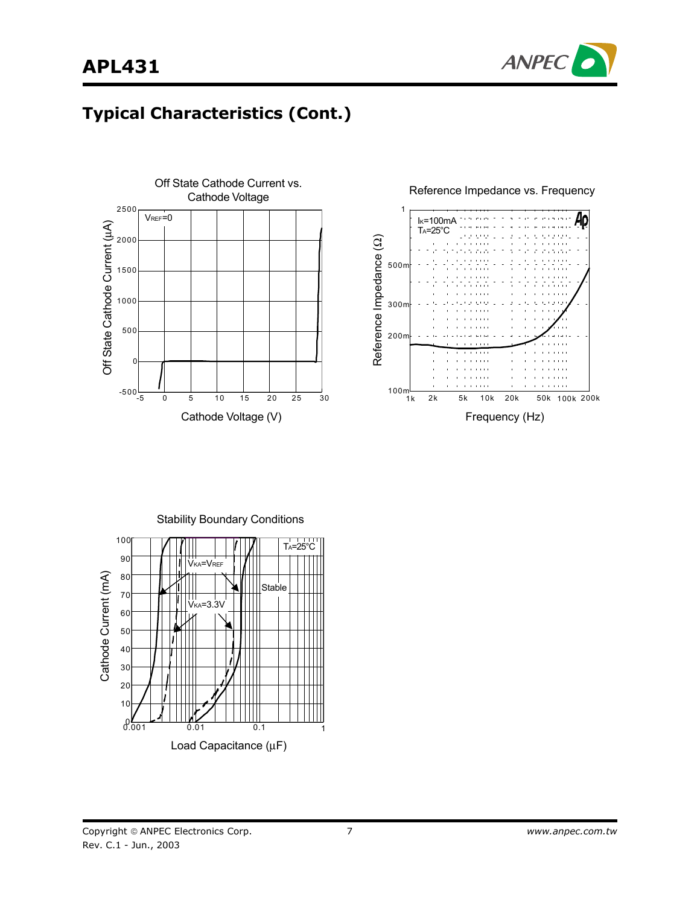## Typical Characteristics (Cont.)

Off State Cathode Current vs. Cathode Voltage

Reference Impedance vs. Frequency

Stability Boundary Conditions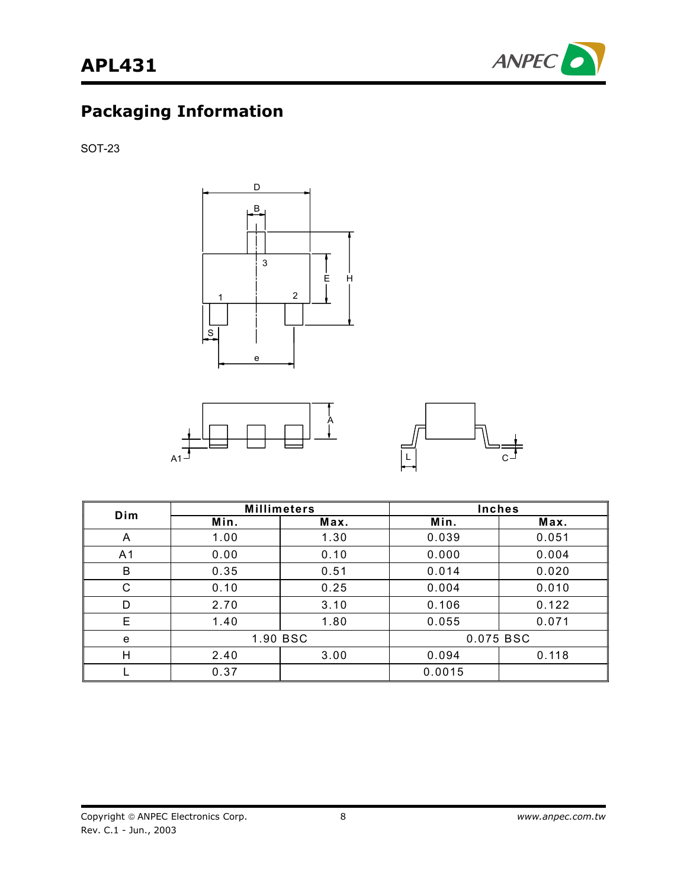## Packaging Information

SOT-23

| Dim | Millimeters | | Inches | |
|---|---|---|---|---|
| | Min. | Max. | Min. | Max. |
| A | 1.00 | 1.30 | 0.039 | 0.051 |
| A1 | 0.00 | 0.10 | 0.000 | 0.004 |
| B | 0.35 | 0.51 | 0.014 | 0.020 |
| C | 0.10 | 0.25 | 0.004 | 0.010 |
| D | 2.70 | 3.10 | 0.106 | 0.122 |
| E | 1.40 | 1.80 | 0.055 | 0.071 |
| e | 1.90 BSC | | 0.075 BSC | |
| H | 2.40 | 3.00 | 0.094 | 0.118 |
| L | 0.37 | | 0.0015 | |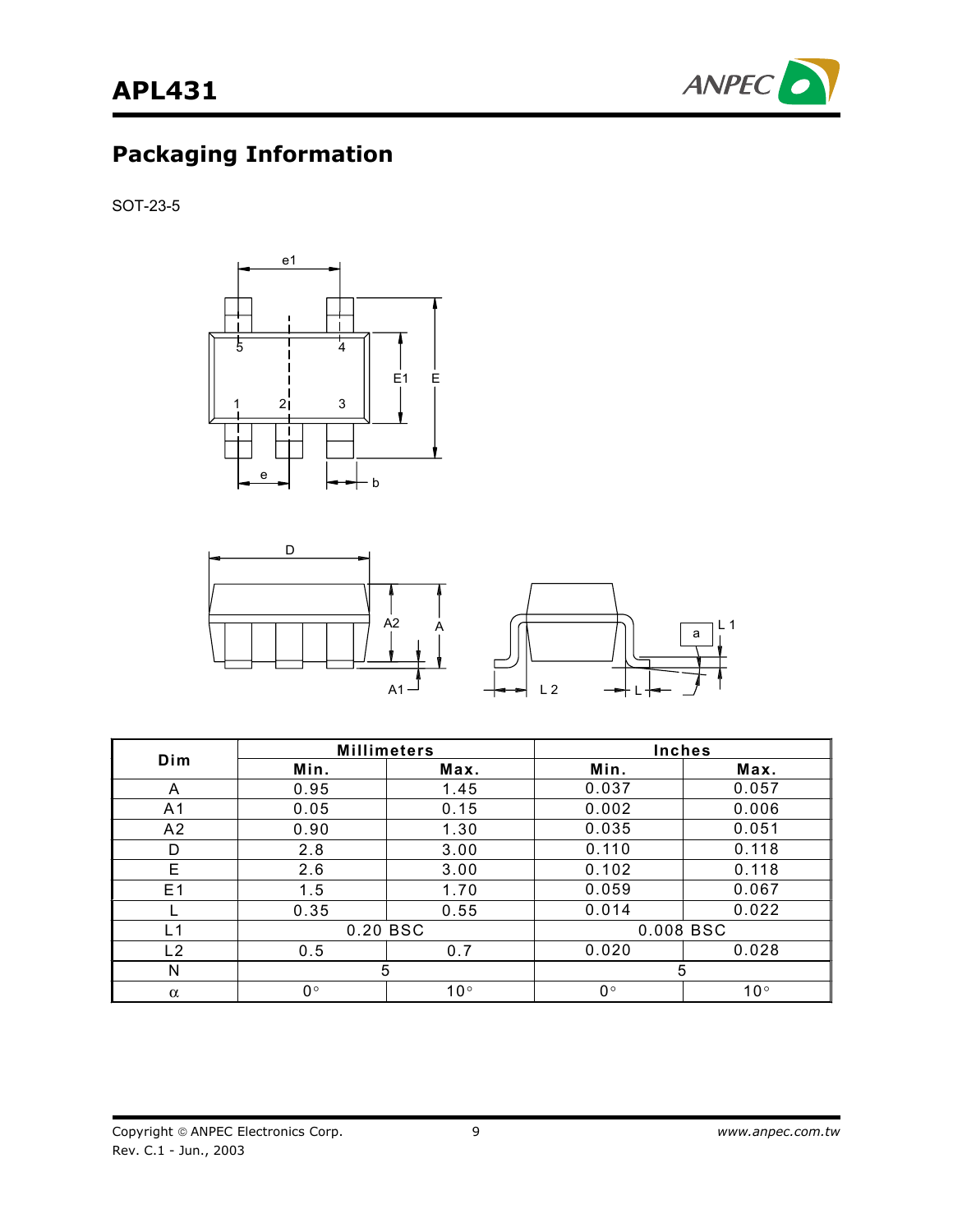## Packaging Information

SOT-23-5

| Dim | Millimeters | | Inches | |
|---|---|---|---|---|
| | Min. | Max. | Min. | Max. |
| A | 0.95 | 1.45 | 0.037 | 0.057 |
| A1 | 0.05 | 0.15 | 0.002 | 0.006 |
| A2 | 0.90 | 1.30 | 0.035 | 0.051 |
| D | 2.8 | 3.00 | 0.110 | 0.118 |
| E | 2.6 | 3.00 | 0.102 | 0.118 |
| E1 | 1.5 | 1.70 | 0.059 | 0.067 |
| L | 0.35 | 0.55 | 0.014 | 0.022 |
| L1 | 0.20 BSC | | 0.008 BSC | |
| L2 | 0.5 | 0.7 | 0.020 | 0.028 |
| N | 5 | | 5 | |
| $\alpha$ | 0° | 10° | 0° | 10° |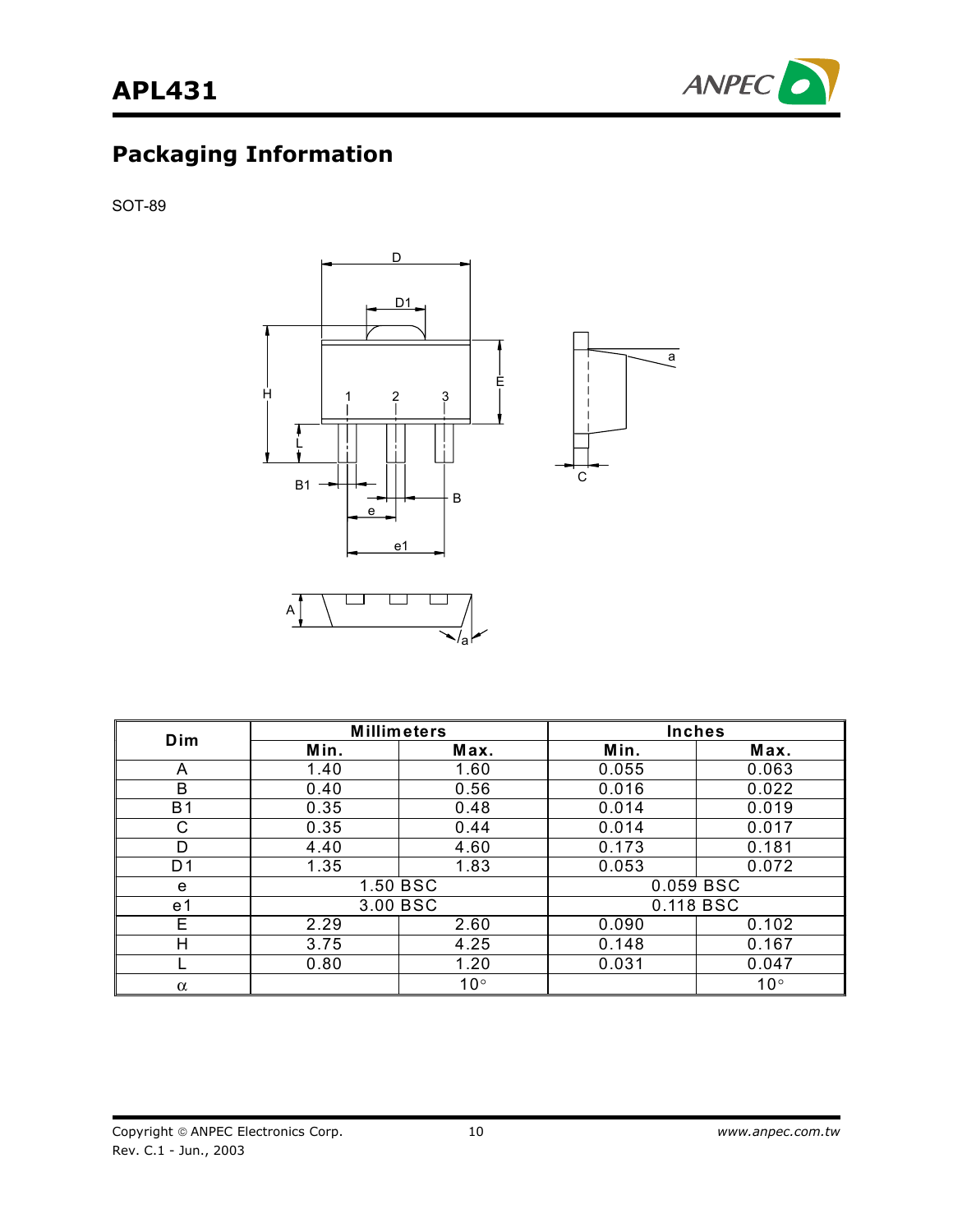## Packaging Information

SOT-89

| Dim | Millimeters | | Inches | |
|---|---|---|---|---|
| | Min. | Max. | Min. | Max. |
| A | 1.40 | 1.60 | 0.055 | 0.063 |
| B | 0.40 | 0.56 | 0.016 | 0.022 |
| B1 | 0.35 | 0.48 | 0.014 | 0.019 |
| C | 0.35 | 0.44 | 0.014 | 0.017 |
| D | 4.40 | 4.60 | 0.173 | 0.181 |
| D1 | 1.35 | 1.83 | 0.053 | 0.072 |
| e | 1.50 BSC | | 0.059 BSC | |
| e1 | 3.00 BSC | | 0.118 BSC | |
| E | 2.29 | 2.60 | 0.090 | 0.102 |
| H | 3.75 | 4.25 | 0.148 | 0.167 |
| L | 0.80 | 1.20 | 0.031 | 0.047 |
| $\alpha$ | | 10° | | 10° |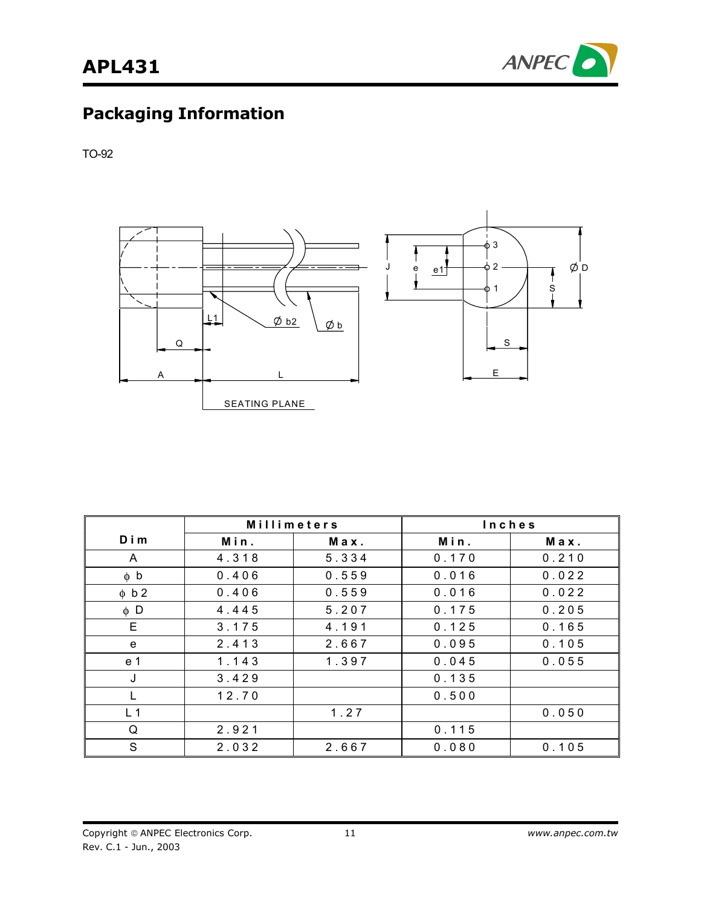## Packaging Information

TO-92

| Dim | Millimeters | | Inches | |
|---|---|---|---|---|
| | Min. | Max. | Min. | Max. |
| A | 4.318 | 5.334 | 0.170 | 0.210 |
| ϕ b | 0.406 | 0.559 | 0.016 | 0.022 |
| ϕ b2 | 0.406 | 0.559 | 0.016 | 0.022 |
| ϕ D | 4.445 | 5.207 | 0.175 | 0.205 |
| E | 3.175 | 4.191 | 0.125 | 0.165 |
| e | 2.413 | 2.667 | 0.095 | 0.105 |
| e1 | 1.143 | 1.397 | 0.045 | 0.055 |
| J | 3.429 | | 0.135 | |
| L | 12.70 | | 0.500 | |
| L1 | | 1.27 | | 0.050 |
| Q | 2.921 | | 0.115 | |
| S | 2.032 | 2.667 | 0.080 | 0.105 |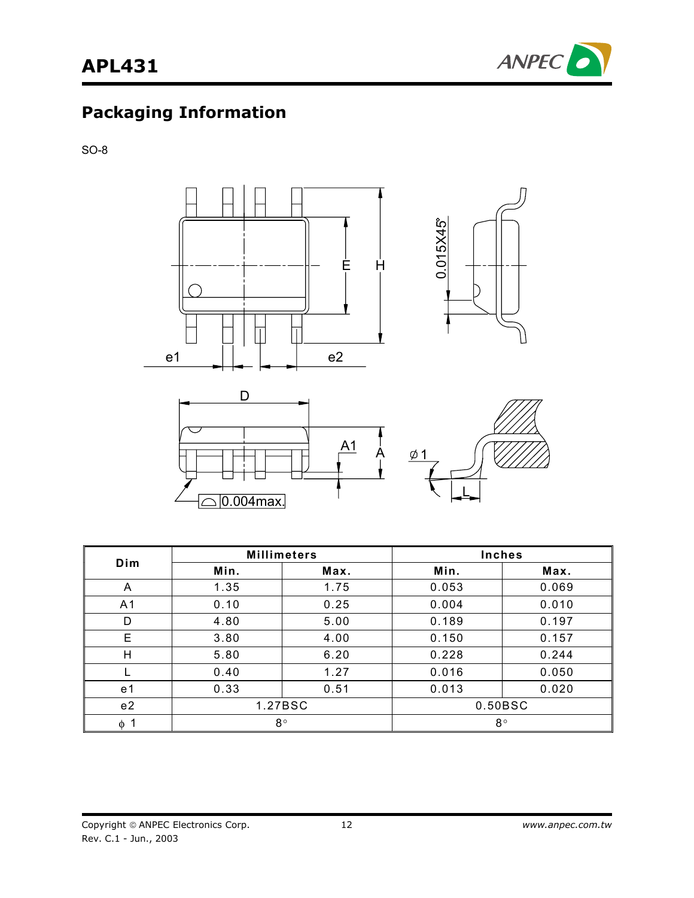## Packaging Information

SO-8

| Dim | Millimeters | | Inches | |
|---|---|---|---|---|
| | Min. | Max. | Min. | Max. |
| A | 1.35 | 1.75 | 0.053 | 0.069 |
| A1 | 0.10 | 0.25 | 0.004 | 0.010 |
| D | 4.80 | 5.00 | 0.189 | 0.197 |
| E | 3.80 | 4.00 | 0.150 | 0.157 |
| H | 5.80 | 6.20 | 0.228 | 0.244 |
| L | 0.40 | 1.27 | 0.016 | 0.050 |
| e1 | 0.33 | 0.51 | 0.013 | 0.020 |
| e2 | 1.27BSC | | 0.50BSC | |
| φ 1 | 8° | | 8° | |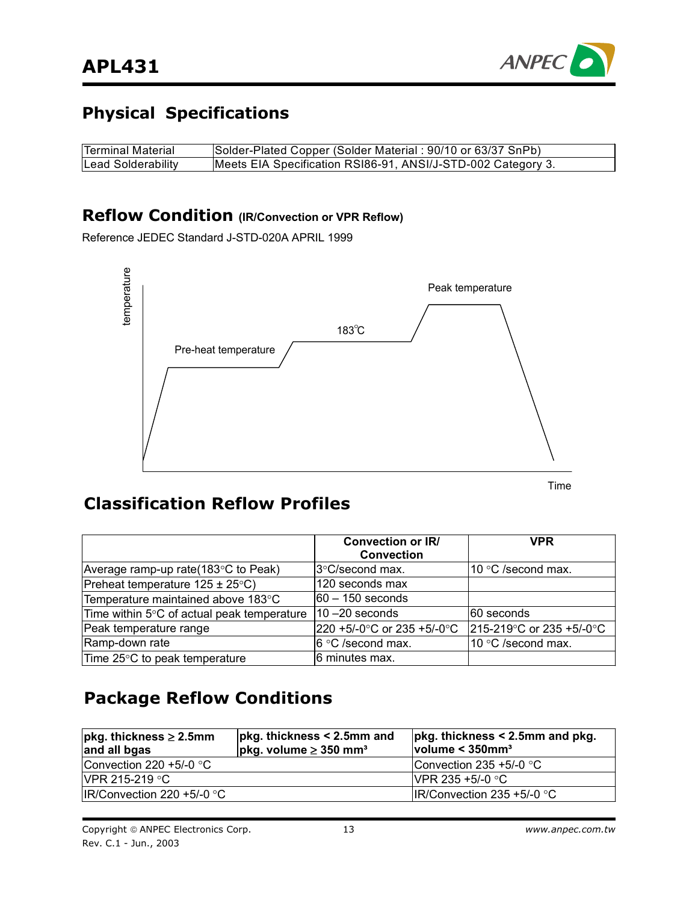## Physical Specifications

| Terminal Material | Solder-Plated Copper (Solder Material : 90/10 or 63/37 SnPb) |
|---|---|
| Lead Solderability | Meets EIA Specification RSI86-91, ANSI/J-STD-002 Category 3. |

## Reflow Condition (IR/Convection or VPR Reflow)

Reference JEDEC Standard J-STD-020A APRIL 1999

temperature

Peak temperature

183℃

Pre-heat temperature

Time

## Classification Reflow Profiles

| | Convection or IR/ Convection | VPR |
|---|---|---|
| Average ramp-up rate(183°C to Peak) | 3°C/second max. | 10 °C /second max. |
| Preheat temperature 125 ± 25°C) | 120 seconds max | |
| Temperature maintained above 183°C | 60 – 150 seconds | |
| Time within 5°C of actual peak temperature | 10 –20 seconds | 60 seconds |
| Peak temperature range | 220 +5/-0°C or 235 +5/-0°C | 215-219°C or 235 +5/-0°C |
| Ramp-down rate | 6 °C /second max. | 10 °C /second max. |
| Time 25°C to peak temperature | 6 minutes max. | |

## Package Reflow Conditions

| pkg. thickness ≥ 2.5mm and all bgas | pkg. thickness < 2.5mm and pkg. volume ≥ 350 mm³ | pkg. thickness < 2.5mm and pkg. volume < 350mm³ |
|---|---|---|
| Convection 220 +5/-0 °C | | Convection 235 +5/-0 °C |
| VPR 215-219 °C | | VPR 235 +5/-0 °C |
| IR/Convection 220 +5/-0 °C | | IR/Convection 235 +5/-0 °C |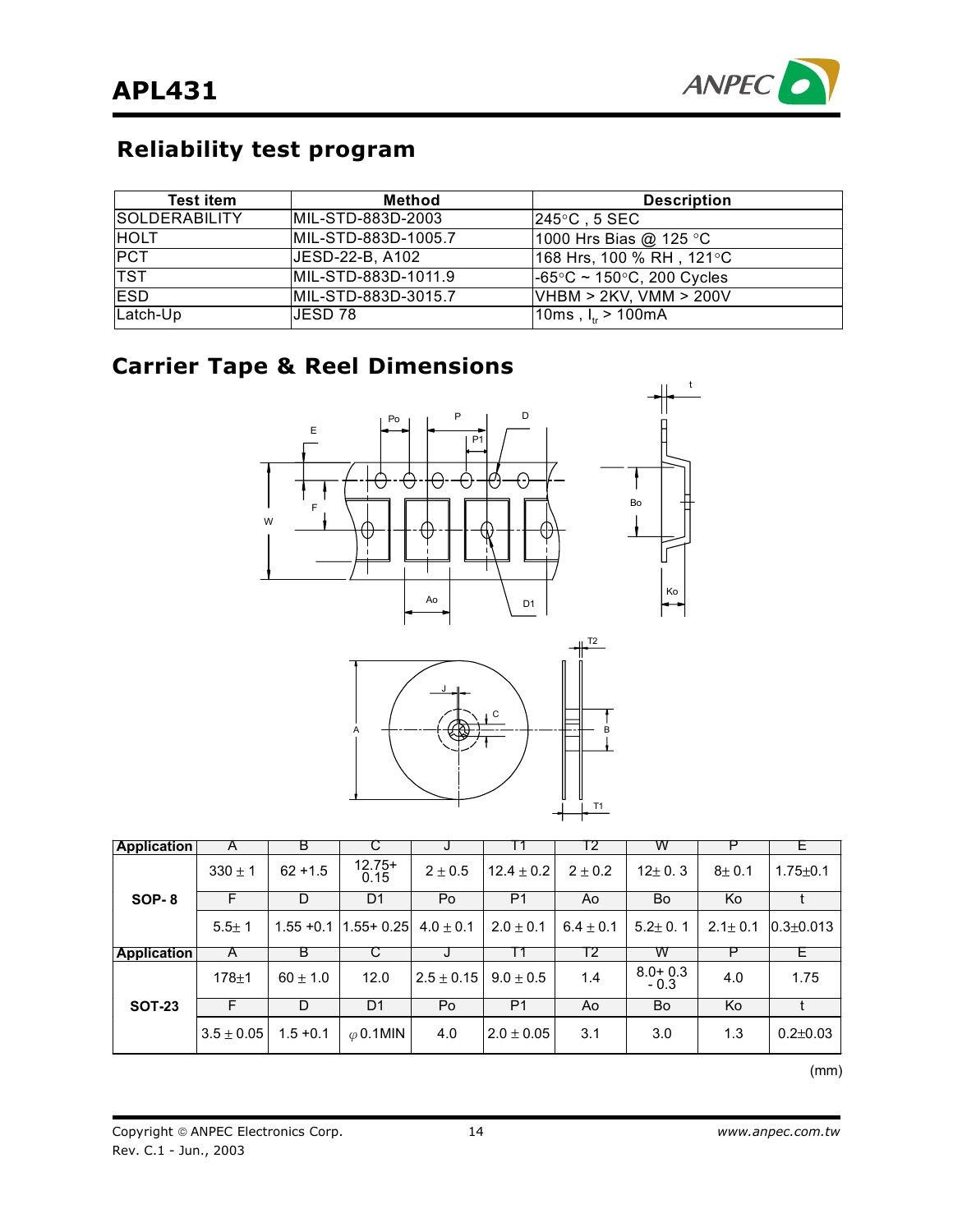## Reliability test program

| Test item | Method | Description |
|---|---|---|
| SOLDERABILITY | MIL-STD-883D-2003 | 245°C , 5 SEC |
| HOLT | MIL-STD-883D-1005.7 | 1000 Hrs Bias @ 125 °C |
| PCT | JESD-22-B, A102 | 168 Hrs, 100 % RH , 121°C |
| TST | MIL-STD-883D-1011.9 | -65°C ~ 150°C, 200 Cycles |
| ESD | MIL-STD-883D-3015.7 | VHBM > 2KV, VMM > 200V |
| Latch-Up | JESD 78 | 10ms , $I_{tr}$ > 100mA |

## Carrier Tape & Reel Dimensions

| Application | A | B | C | J | T1 | T2 | W | P | E |
|---|---|---|---|---|---|---|---|---|---|
| SOP- 8 | 330 ± 1 | 62 +1.5 | 12.75+ 0.15 | 2 ± 0.5 | 12.4 ± 0.2 | 2 ± 0.2 | 12± 0. 3 | 8± 0.1 | 1.75±0.1 |
| | F | D | D1 | Po | P1 | Ao | Bo | Ko | t |
| | 5.5± 1 | 1.55 +0.1 | 1.55+ 0.25 | 4.0 ± 0.1 | 2.0 ± 0.1 | 6.4 ± 0.1 | 5.2± 0. 1 | 2.1± 0.1 | 0.3±0.013 |
| **Application** | A | B | C | J | T1 | T2 | W | P | E |
| SOT-23 | 178±1 | 60 ± 1.0 | 12.0 | 2.5 ± 0.15 | 9.0 ± 0.5 | 1.4 | 8.0+ 0.3 - 0.3 | 4.0 | 1.75 |
| | F | D | D1 | Po | P1 | Ao | Bo | Ko | t |
| | 3.5 ± 0.05 | 1.5 +0.1 | φ0.1MIN | 4.0 | 2.0 ± 0.05 | 3.1 | 3.0 | 1.3 | 0.2±0.03 |

(mm)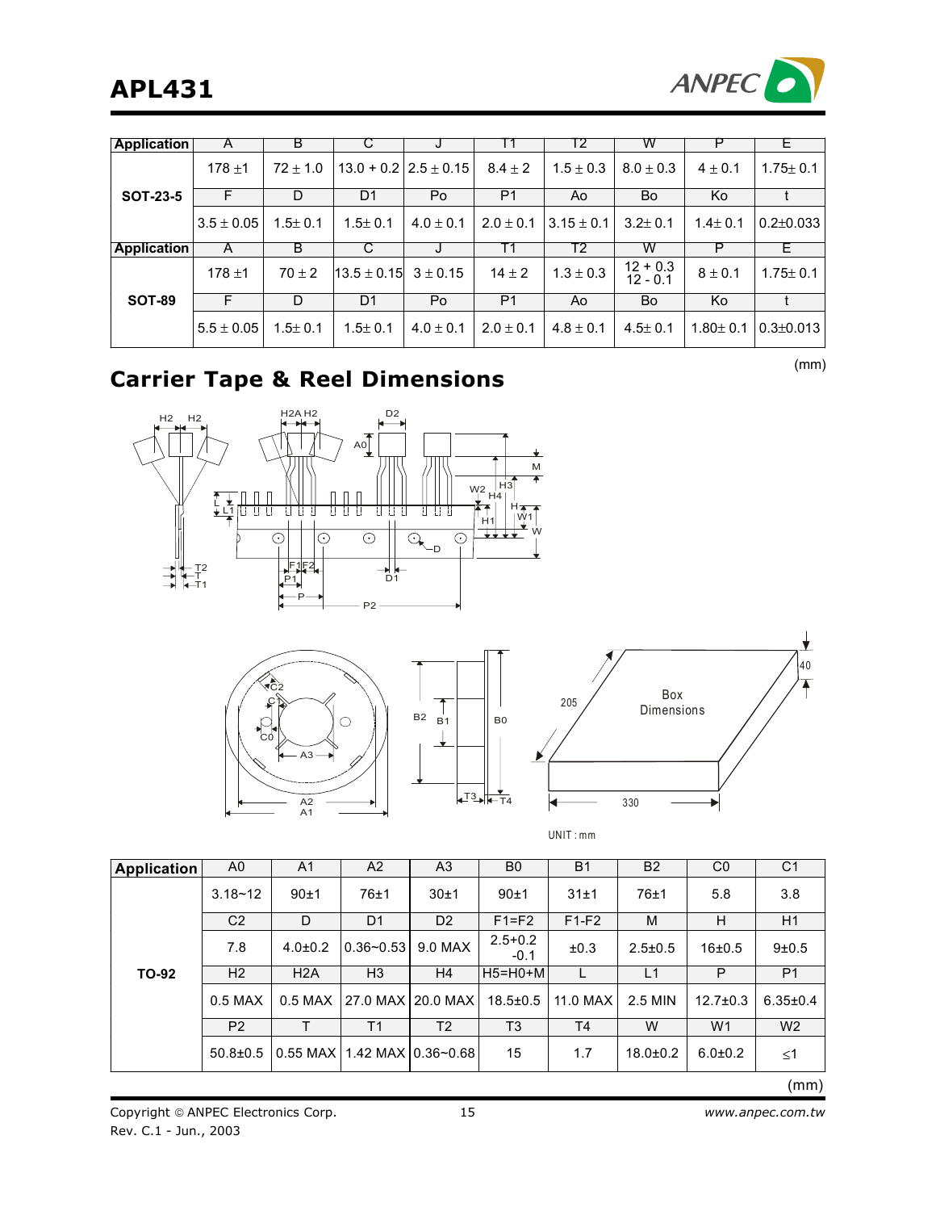| Application | A | B | C | J | T1 | T2 | W | P | E |
|---|---|---|---|---|---|---|---|---|---|
| SOT-23-5 | 178 ±1 | 72 ± 1.0 | 13.0 + 0.2 | 2.5 ± 0.15 | 8.4 ± 2 | 1.5 ± 0.3 | 8.0 ± 0.3 | 4 ± 0.1 | 1.75± 0.1 |
| | F | D | D1 | Po | P1 | Ao | Bo | Ko | t |
| | 3.5 ± 0.05 | 1.5± 0.1 | 1.5± 0.1 | 4.0 ± 0.1 | 2.0 ± 0.1 | 3.15 ± 0.1 | 3.2± 0.1 | 1.4± 0.1 | 0.2±0.033 |
| Application | A | B | C | J | T1 | T2 | W | P | E |
| SOT-89 | 178 ±1 | 70 ± 2 | 13.5 ± 0.15 | 3 ± 0.15 | 14 ± 2 | 1.3 ± 0.3 | 12 + 0.3 12 - 0.1 | 8 ± 0.1 | 1.75± 0.1 |
| | F | D | D1 | Po | P1 | Ao | Bo | Ko | t |
| | 5.5 ± 0.05 | 1.5± 0.1 | 1.5± 0.1 | 4.0 ± 0.1 | 2.0 ± 0.1 | 4.8 ± 0.1 | 4.5± 0.1 | 1.80± 0.1 | 0.3±0.013 |

(mm)

## Carrier Tape & Reel Dimensions

UNIT : mm

| Application | A0 | A1 | A2 | A3 | B0 | B1 | B2 | C0 | C1 |
|---|---|---|---|---|---|---|---|---|---|
| TO-92 | 3.18~12 | 90±1 | 76±1 | 30±1 | 90±1 | 31±1 | 76±1 | 5.8 | 3.8 |
| | C2 | D | D1 | D2 | F1=F2 | F1-F2 | M | H | H1 |
| | 7.8 | 4.0±0.2 | 0.36~0.53 | 9.0 MAX | 2.5+0.2 -0.1 | ±0.3 | 2.5±0.5 | 16±0.5 | 9±0.5 |
| | H2 | H2A | H3 | H4 | H5=H0+M | L | L1 | P | P1 |
| | 0.5 MAX | 0.5 MAX | 27.0 MAX | 20.0 MAX | 18.5±0.5 | 11.0 MAX | 2.5 MIN | 12.7±0.3 | 6.35±0.4 |
| | P2 | T | T1 | T2 | T3 | T4 | W | W1 | W2 |
| | 50.8±0.5 | 0.55 MAX | 1.42 MAX | 0.36~0.68 | 15 | 1.7 | 18.0±0.2 | 6.0±0.2 | ≤1 |

(mm)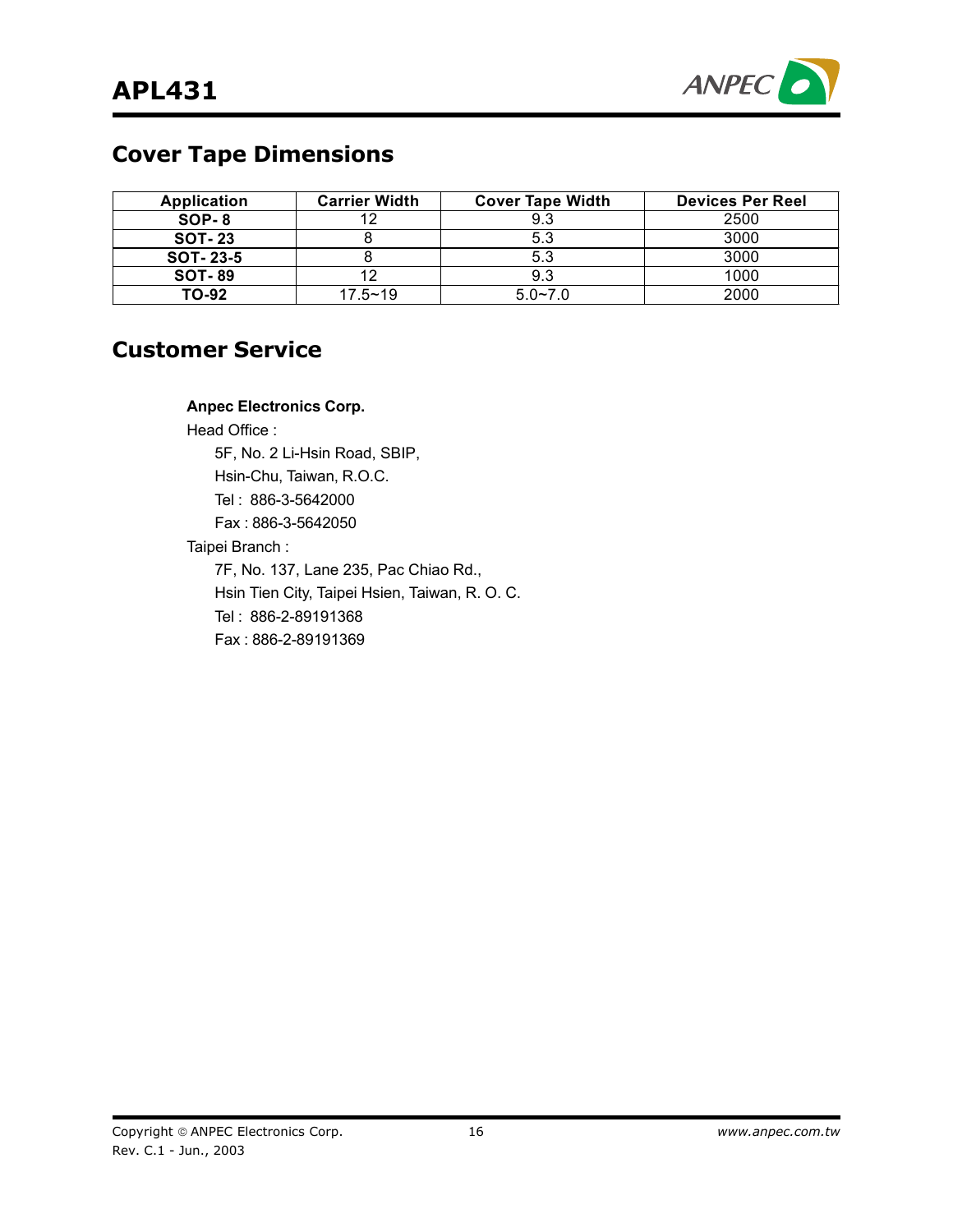## Cover Tape Dimensions

| Application | Carrier Width | Cover Tape Width | Devices Per Reel |
|---|---|---|---|
| **SOP- 8** | 12 | 9.3 | 2500 |
| **SOT- 23** | 8 | 5.3 | 3000 |
| **SOT- 23-5** | 8 | 5.3 | 3000 |
| **SOT- 89** | 12 | 9.3 | 1000 |
| **TO-92** | 17.5~19 | 5.0~7.0 | 2000 |

## Customer Service

**Anpec Electronics Corp.**

Head Office :

5F, No. 2 Li-Hsin Road, SBIP,
Hsin-Chu, Taiwan, R.O.C.
Tel : 886-3-5642000
Fax : 886-3-5642050

Taipei Branch :

7F, No. 137, Lane 235, Pac Chiao Rd.,
Hsin Tien City, Taipei Hsien, Taiwan, R. O. C.
Tel : 886-2-89191368
Fax : 886-2-89191369

Copyright © ANPEC Electronics Corp.
Rev. C.1 - Jun., 2003

www.anpec.com.tw